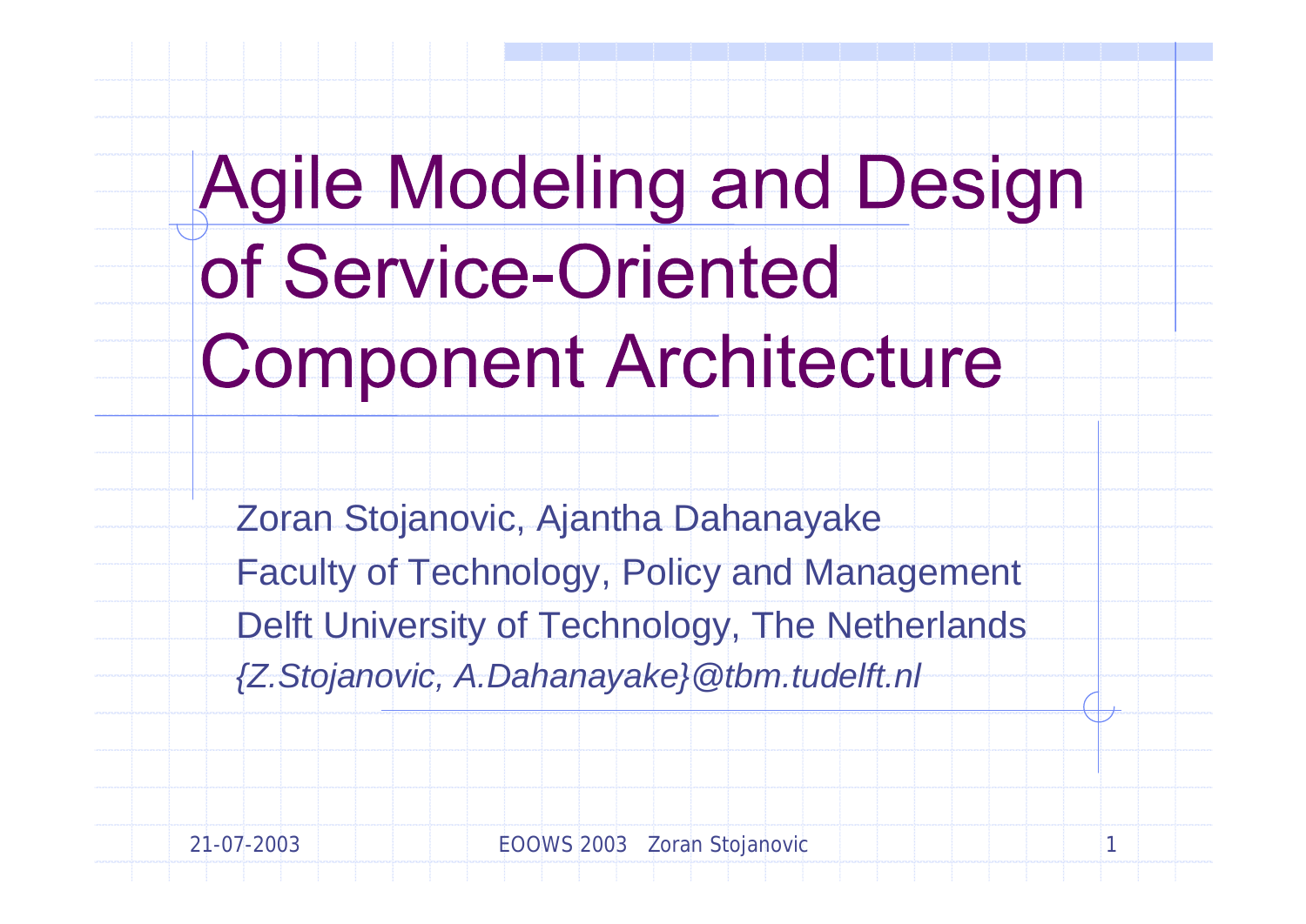# Agile Modeling and Design of Service-Oriented Component Architecture

Zoran Stojanovic, Ajantha Dahanayake

Faculty of Technology, Policy and Management

Delft University of Technology, The Netherlands

*{Z.Stojanovic, A.Dahanayake}@tbm.tudelft.nl*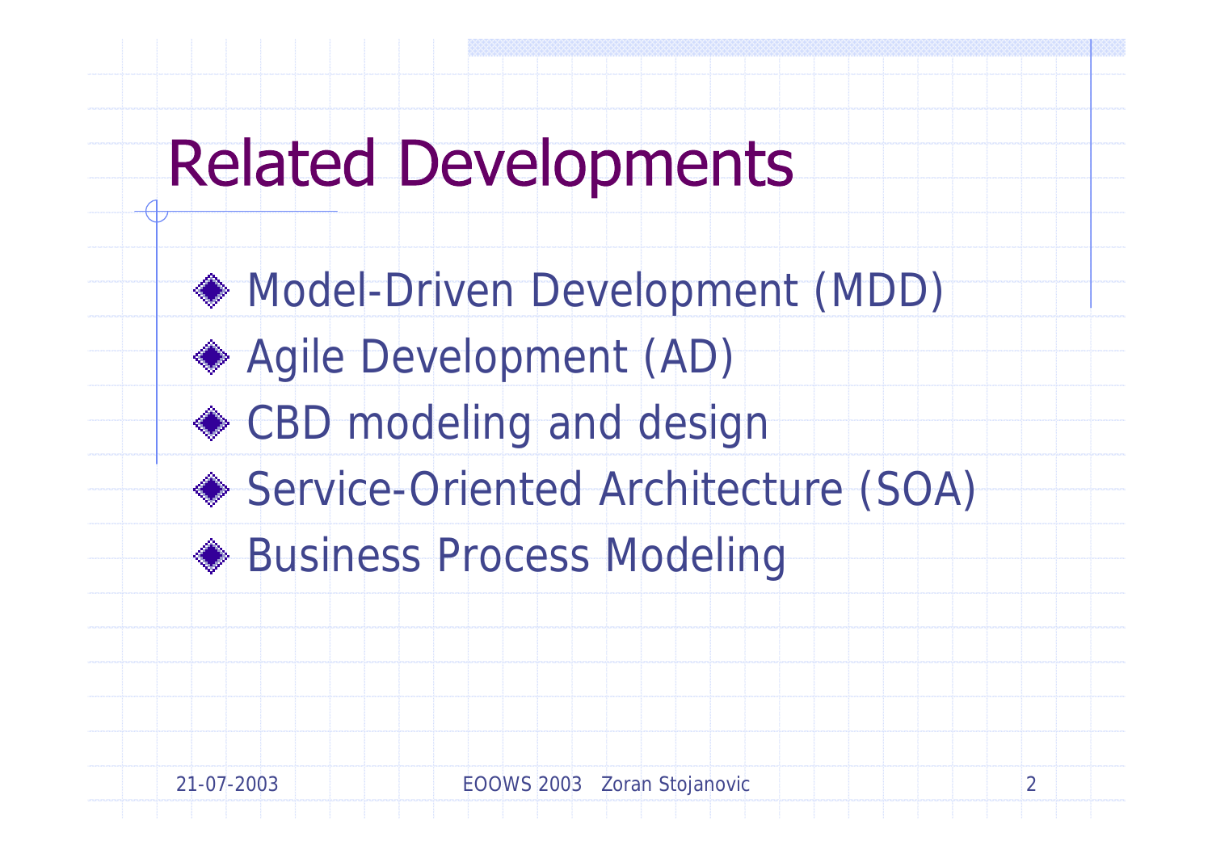# Related Developments

- Model-Driven Development (MDD)
- Agile Development (AD)
- CBD modeling and design
- Service-Oriented Architecture (SOA)
- Business Process Modeling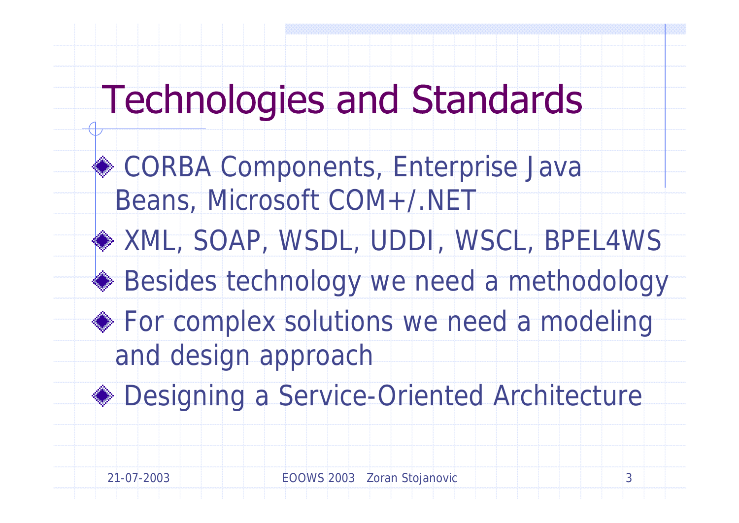# Technologies and Standards

- CORBA Components, Enterprise Java Beans, Microsoft COM+/.NET
- XML, SOAP, WSDL, UDDI, WSCL, BPEL4WS
- Besides technology we need a methodology
- For complex solutions we need a modeling and design approach
- Designing a Service-Oriented Architecture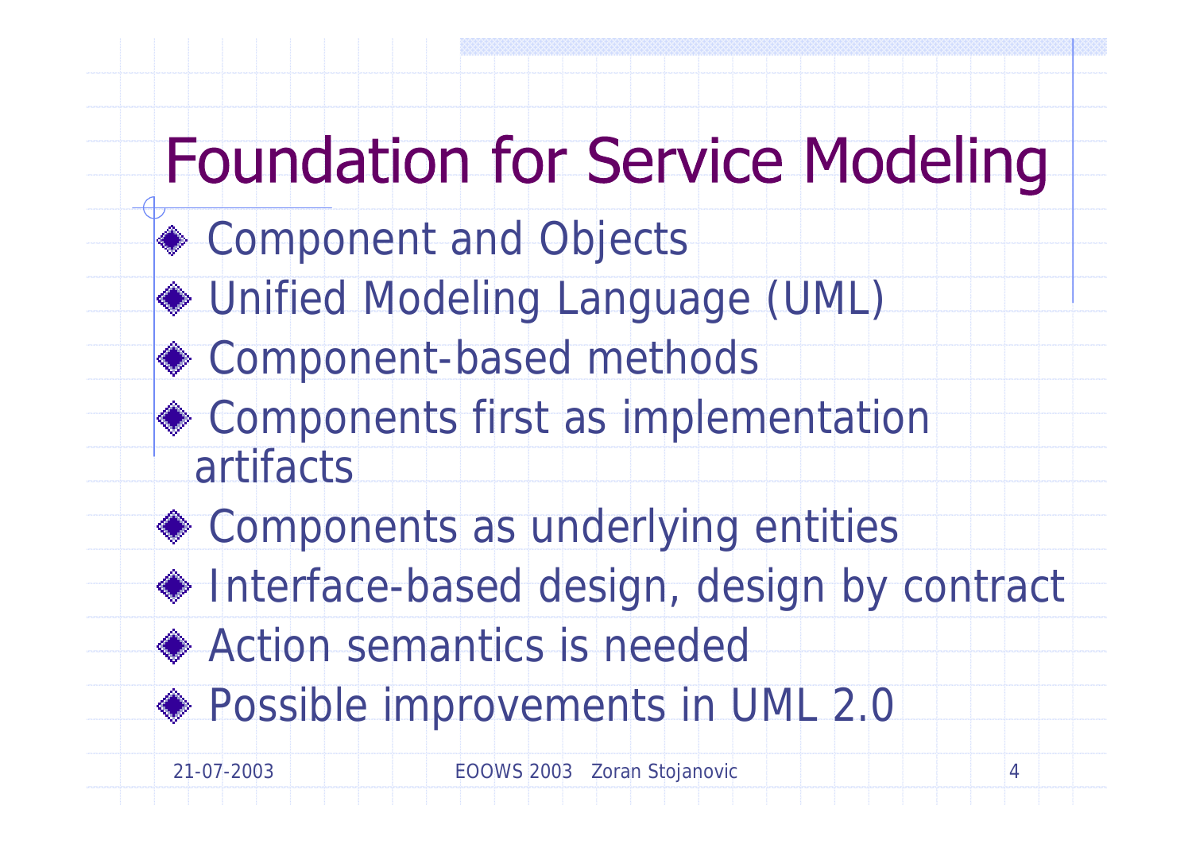# Foundation for Service Modeling

- Component and Objects
- Unified Modeling Language (UML)
- Component-based methods
- Components first as implementation artifacts
- Components as underlying entities
- Interface-based design, design by contract
- Action semantics is needed
- Possible improvements in UML 2.0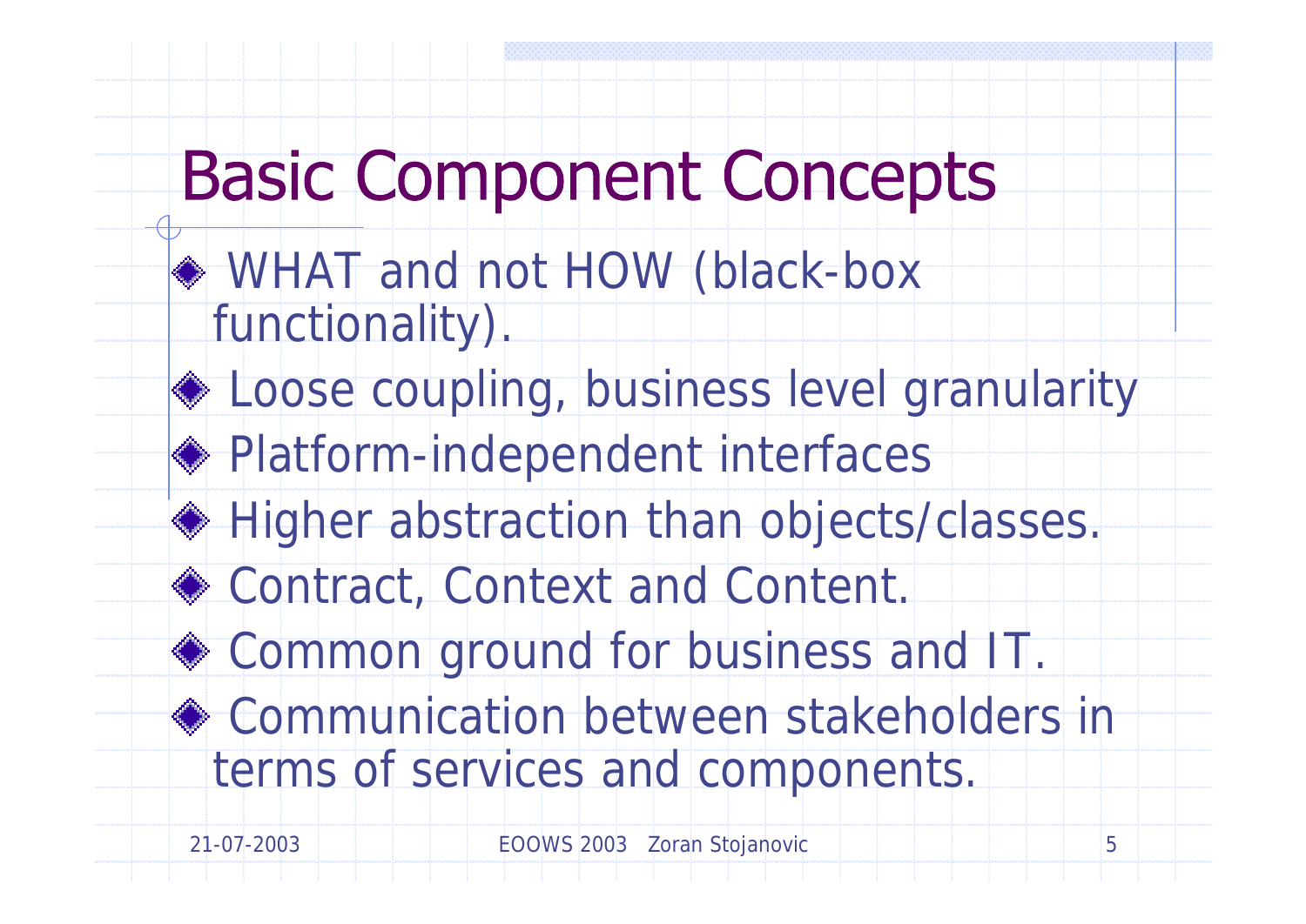# Basic Component Concepts

- WHAT and not HOW (black-box functionality).
- Loose coupling, business level granularity
- Platform-independent interfaces
- Higher abstraction than objects/classes.
- Contract, Context and Content.
- Common ground for business and IT.
- Communication between stakeholders in terms of services and components.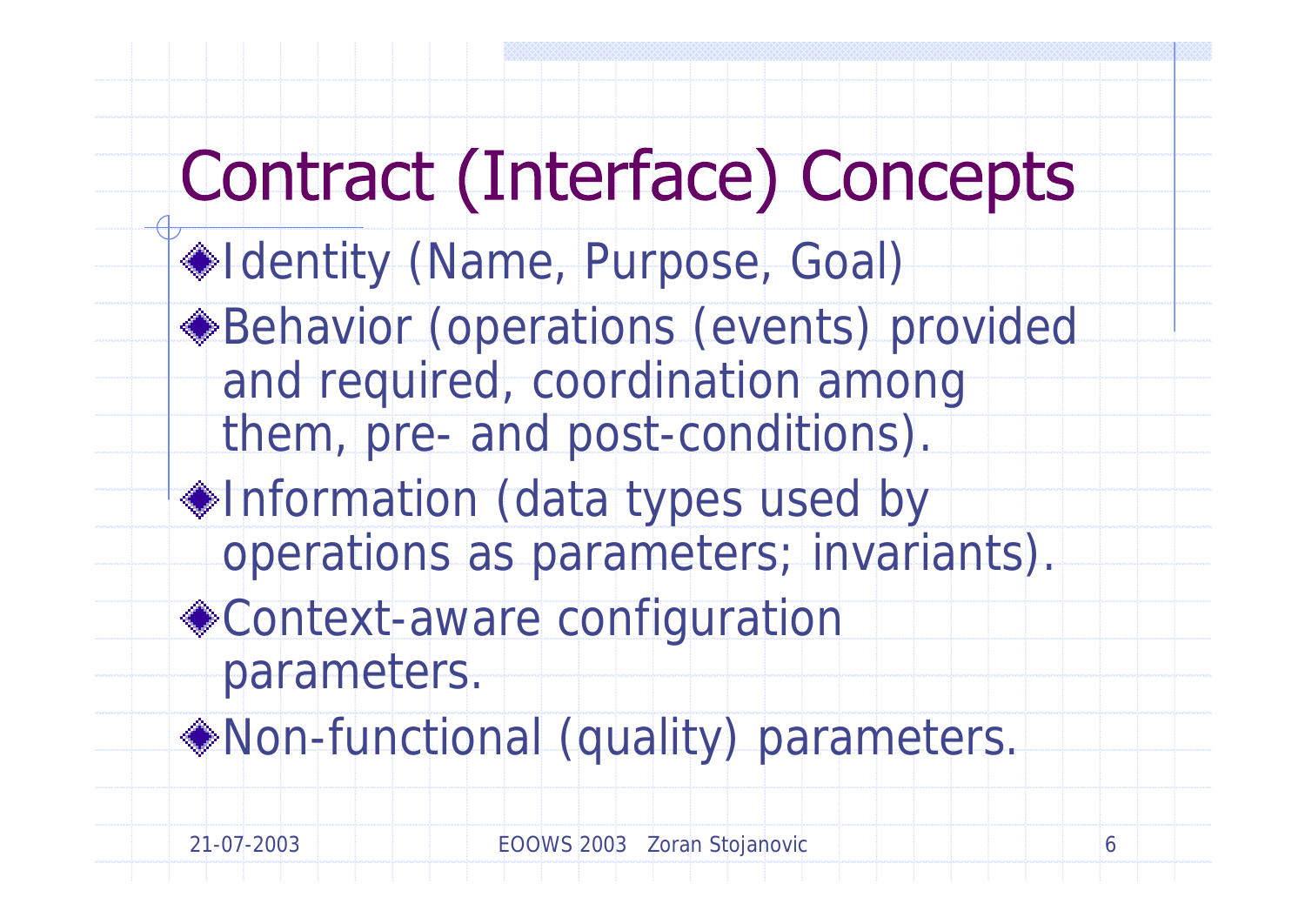# Contract (Interface) Concepts

- Identity (Name, Purpose, Goal)
- Behavior (operations (events) provided and required, coordination among them, pre- and post-conditions).
- Information (data types used by operations as parameters; invariants).
- Context-aware configuration parameters.
- Non-functional (quality) parameters.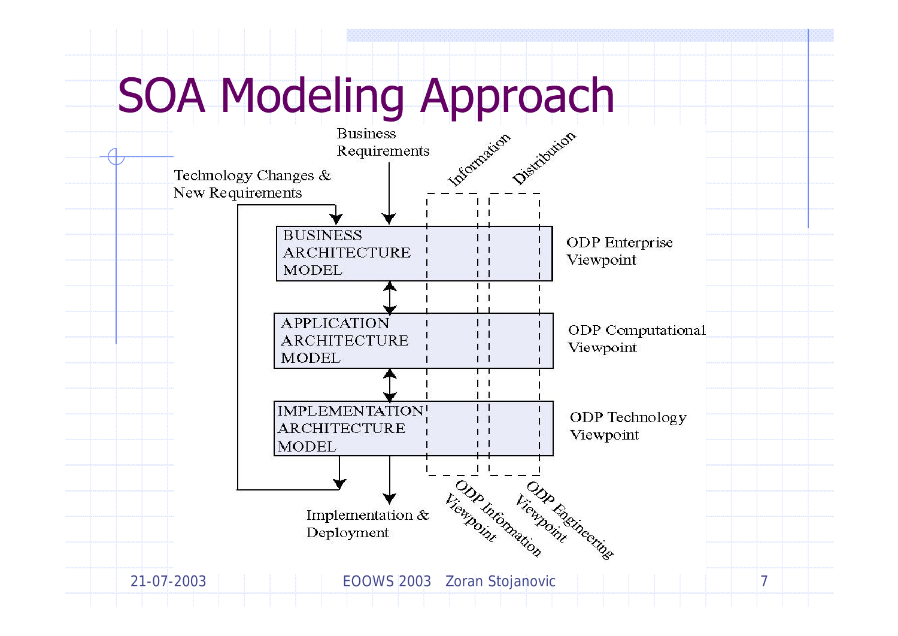# SOA Modeling Approach

Business Requirements

Technology Changes & New Requirements

Information

Distribution

BUSINESS ARCHITECTURE MODEL

ODP Enterprise Viewpoint

APPLICATION ARCHITECTURE MODEL

ODP Computational Viewpoint

IMPLEMENTATION ARCHITECTURE MODEL

ODP Technology Viewpoint

Implementation & Deployment

ODP Information Viewpoint

ODP Engineering Viewpoint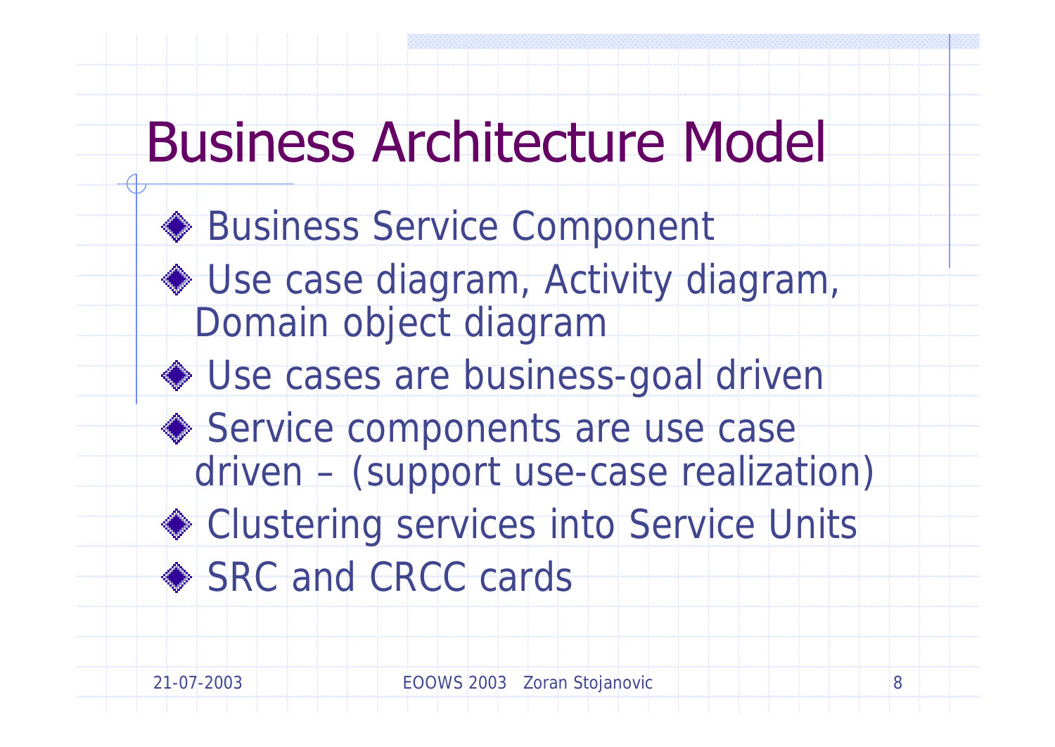# Business Architecture Model

- Business Service Component
- Use case diagram, Activity diagram, Domain object diagram
- Use cases are business-goal driven
- Service components are use case driven – (support use-case realization)
- Clustering services into Service Units
- SRC and CRCC cards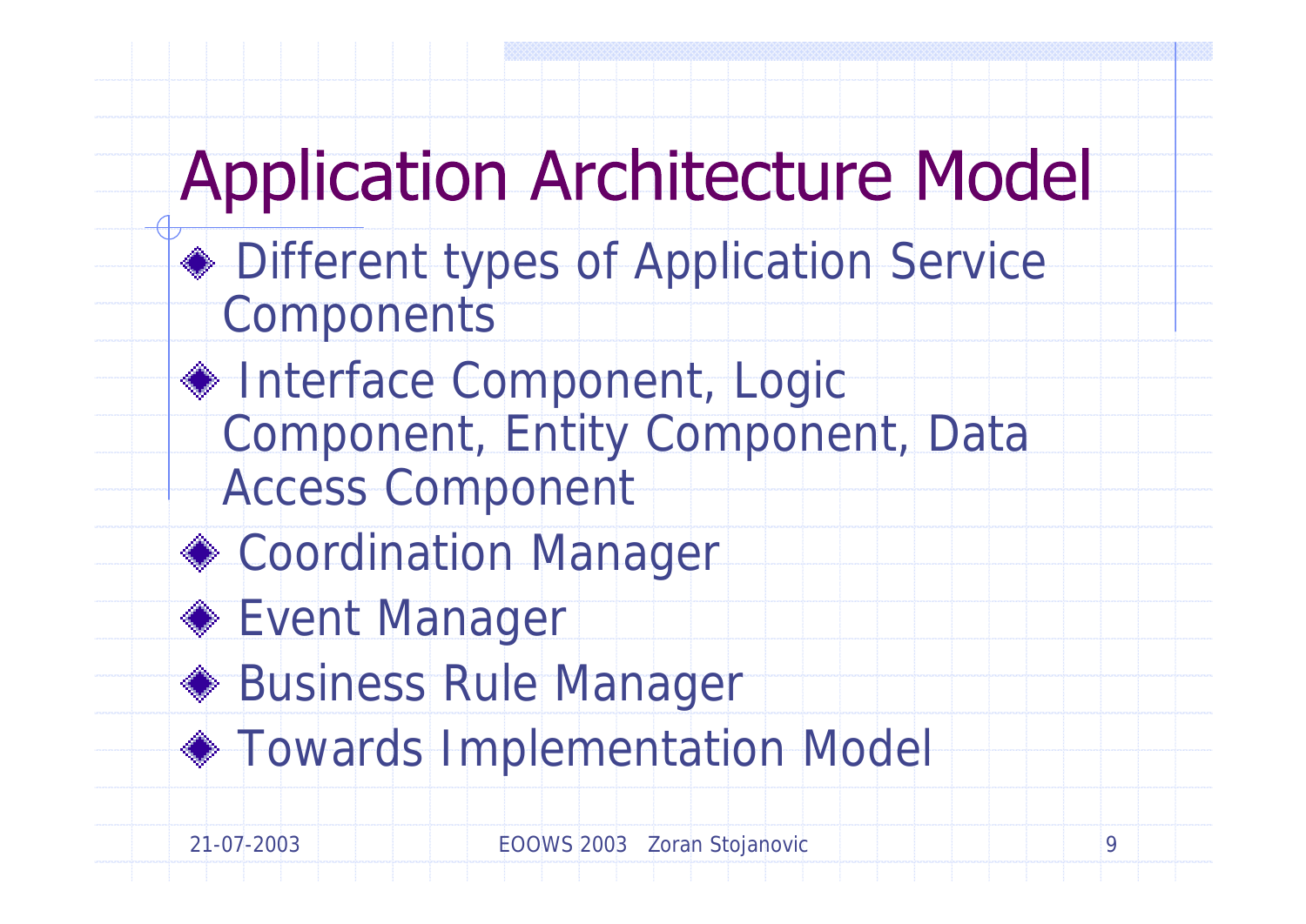# Application Architecture Model

- Different types of Application Service Components
- Interface Component, Logic Component, Entity Component, Data Access Component
- Coordination Manager
- Event Manager
- Business Rule Manager
- Towards Implementation Model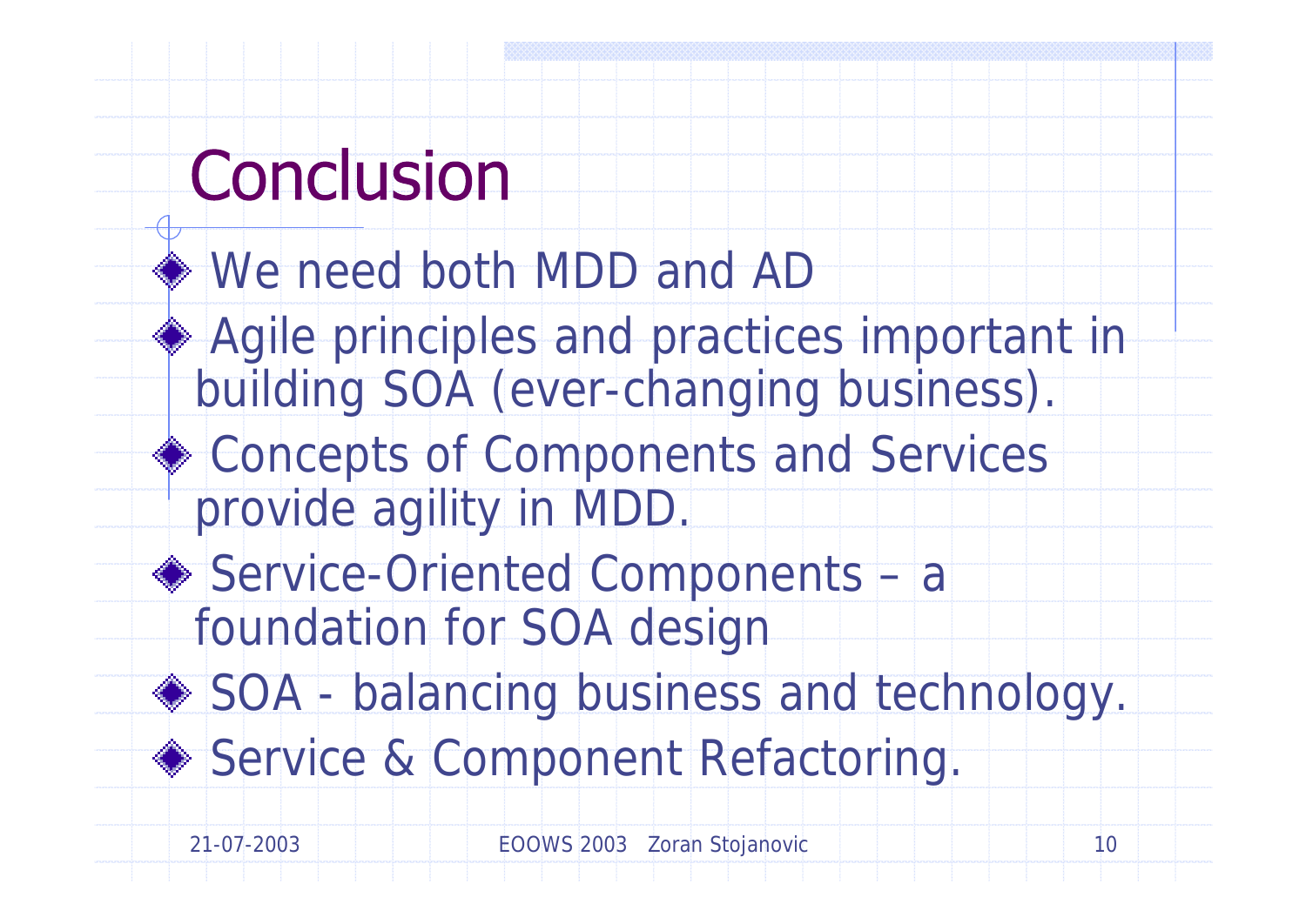# Conclusion

- We need both MDD and AD
- Agile principles and practices important in building SOA (ever-changing business).
- Concepts of Components and Services provide agility in MDD.
- Service-Oriented Components – a foundation for SOA design
- SOA - balancing business and technology.
- Service & Component Refactoring.